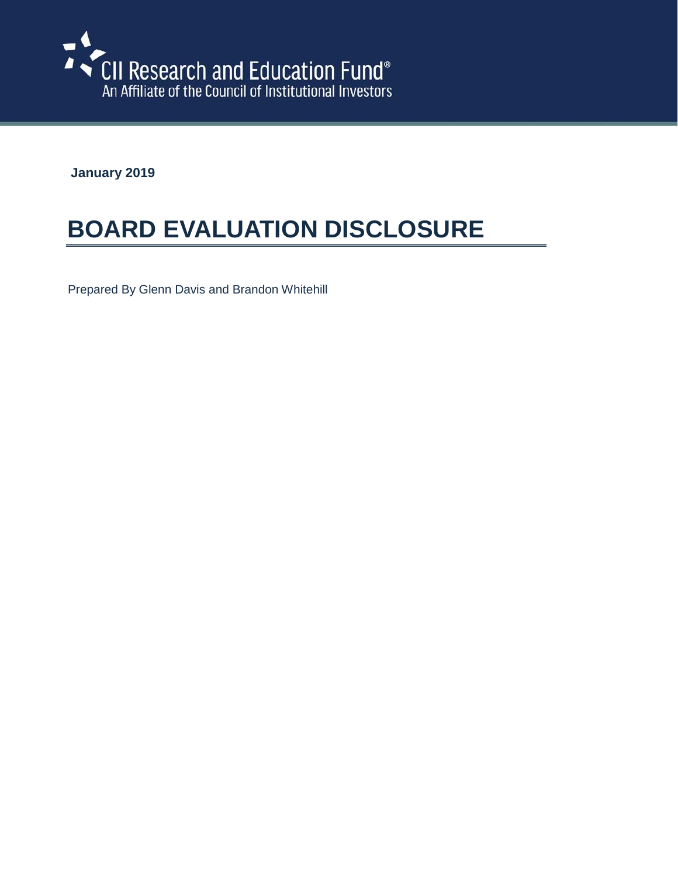CII Research and Education Fund®
An Affiliate of the Council of Institutional Investors

**January 2019**

# BOARD EVALUATION DISCLOSURE

Prepared By Glenn Davis and Brandon Whitehill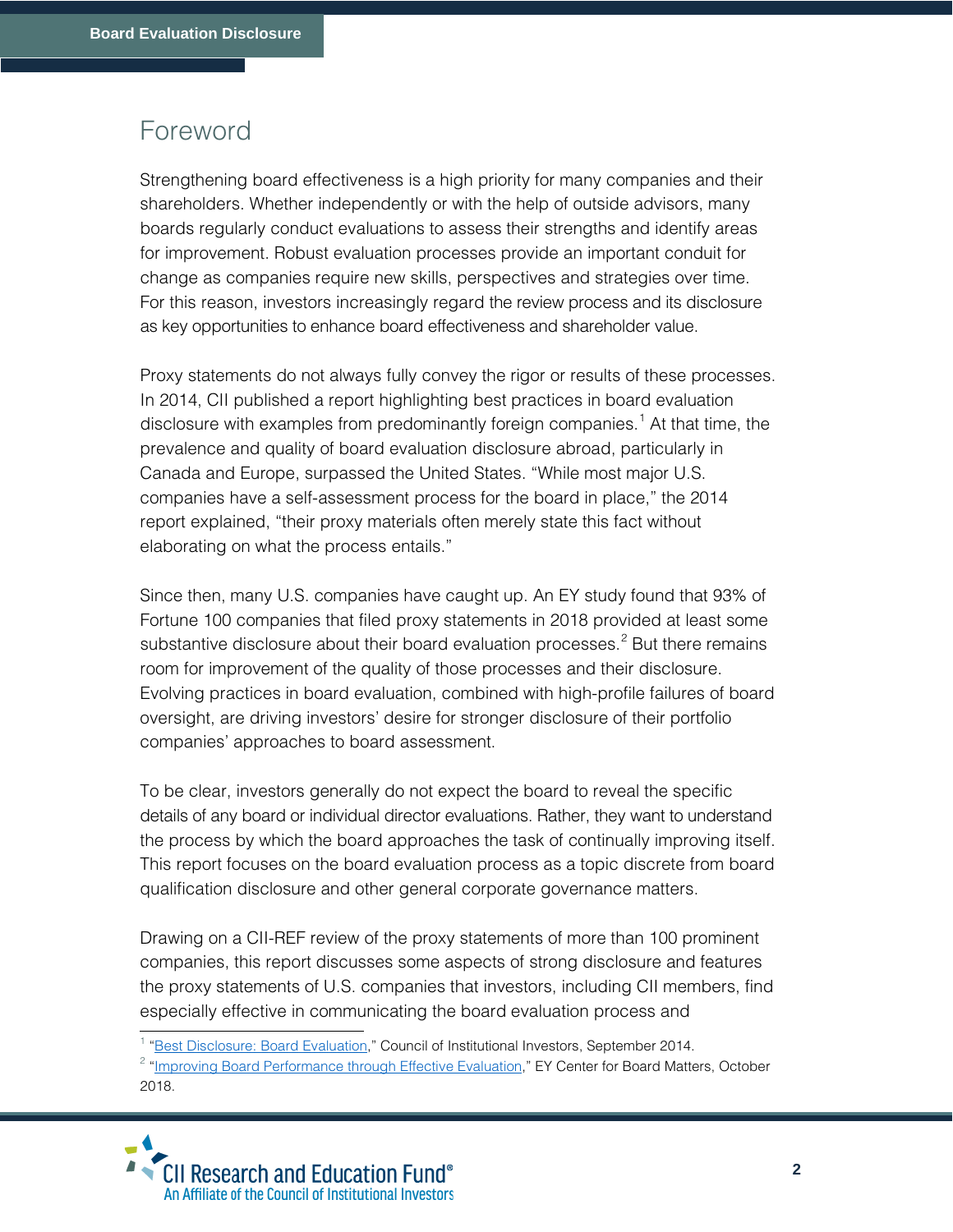## Foreword

Strengthening board effectiveness is a high priority for many companies and their shareholders. Whether independently or with the help of outside advisors, many boards regularly conduct evaluations to assess their strengths and identify areas for improvement. Robust evaluation processes provide an important conduit for change as companies require new skills, perspectives and strategies over time. For this reason, investors increasingly regard the review process and its disclosure as key opportunities to enhance board effectiveness and shareholder value.

Proxy statements do not always fully convey the rigor or results of these processes. In 2014, CII published a report highlighting best practices in board evaluation disclosure with examples from predominantly foreign companies.[1] At that time, the prevalence and quality of board evaluation disclosure abroad, particularly in Canada and Europe, surpassed the United States. "While most major U.S. companies have a self-assessment process for the board in place," the 2014 report explained, "their proxy materials often merely state this fact without elaborating on what the process entails."

Since then, many U.S. companies have caught up. An EY study found that 93% of Fortune 100 companies that filed proxy statements in 2018 provided at least some substantive disclosure about their board evaluation processes.[2] But there remains room for improvement of the quality of those processes and their disclosure. Evolving practices in board evaluation, combined with high-profile failures of board oversight, are driving investors' desire for stronger disclosure of their portfolio companies' approaches to board assessment.

To be clear, investors generally do not expect the board to reveal the specific details of any board or individual director evaluations. Rather, they want to understand the process by which the board approaches the task of continually improving itself. This report focuses on the board evaluation process as a topic discrete from board qualification disclosure and other general corporate governance matters.

Drawing on a CII-REF review of the proxy statements of more than 100 prominent companies, this report discusses some aspects of strong disclosure and features the proxy statements of U.S. companies that investors, including CII members, find especially effective in communicating the board evaluation process and

---

[1] "Best Disclosure: Board Evaluation," Council of Institutional Investors, September 2014.

[2] "Improving Board Performance through Effective Evaluation," EY Center for Board Matters, October 2018.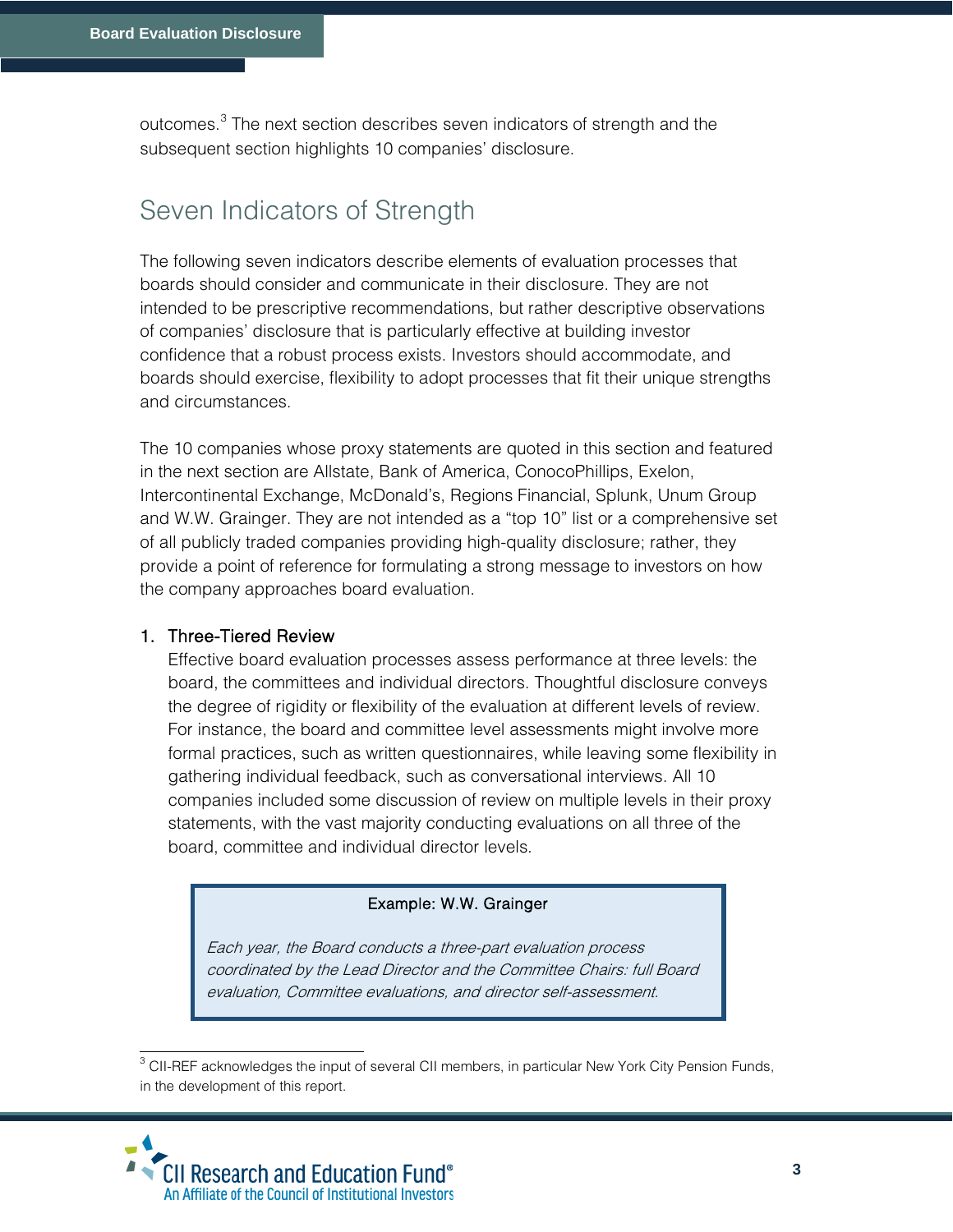outcomes.[3] The next section describes seven indicators of strength and the subsequent section highlights 10 companies' disclosure.

## Seven Indicators of Strength

The following seven indicators describe elements of evaluation processes that boards should consider and communicate in their disclosure. They are not intended to be prescriptive recommendations, but rather descriptive observations of companies' disclosure that is particularly effective at building investor confidence that a robust process exists. Investors should accommodate, and boards should exercise, flexibility to adopt processes that fit their unique strengths and circumstances.

The 10 companies whose proxy statements are quoted in this section and featured in the next section are Allstate, Bank of America, ConocoPhillips, Exelon, Intercontinental Exchange, McDonald's, Regions Financial, Splunk, Unum Group and W.W. Grainger. They are not intended as a "top 10" list or a comprehensive set of all publicly traded companies providing high-quality disclosure; rather, they provide a point of reference for formulating a strong message to investors on how the company approaches board evaluation.

### 1. Three-Tiered Review

Effective board evaluation processes assess performance at three levels: the board, the committees and individual directors. Thoughtful disclosure conveys the degree of rigidity or flexibility of the evaluation at different levels of review. For instance, the board and committee level assessments might involve more formal practices, such as written questionnaires, while leaving some flexibility in gathering individual feedback, such as conversational interviews. All 10 companies included some discussion of review on multiple levels in their proxy statements, with the vast majority conducting evaluations on all three of the board, committee and individual director levels.

> **Example: W.W. Grainger**
>
> *Each year, the Board conducts a three-part evaluation process coordinated by the Lead Director and the Committee Chairs: full Board evaluation, Committee evaluations, and director self-assessment.*

---

[3] CII-REF acknowledges the input of several CII members, in particular New York City Pension Funds, in the development of this report.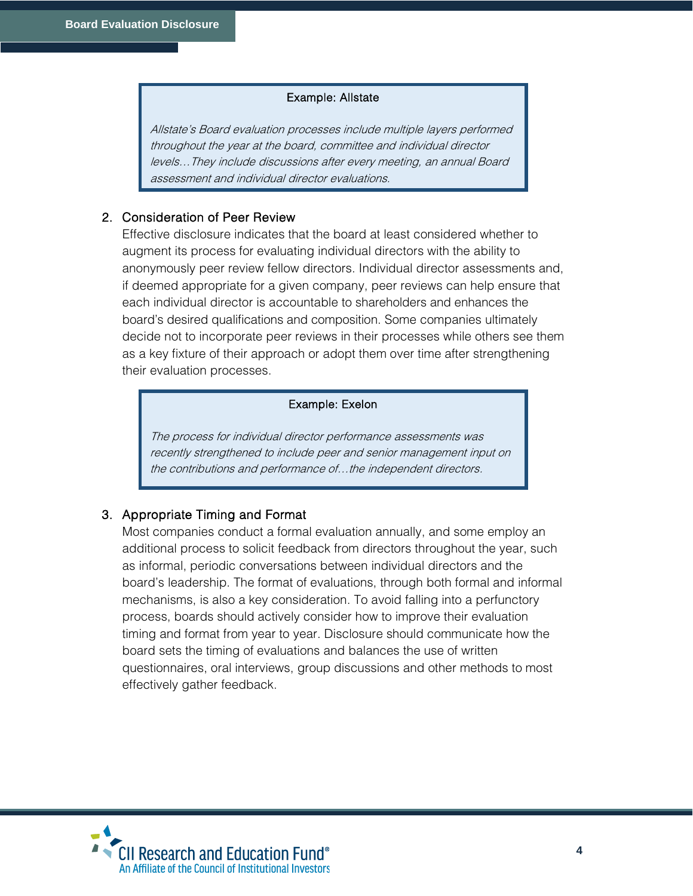> **Example: Allstate**
>
> *Allstate's Board evaluation processes include multiple layers performed throughout the year at the board, committee and individual director levels…They include discussions after every meeting, an annual Board assessment and individual director evaluations.*

2. Consideration of Peer Review

   Effective disclosure indicates that the board at least considered whether to augment its process for evaluating individual directors with the ability to anonymously peer review fellow directors. Individual director assessments and, if deemed appropriate for a given company, peer reviews can help ensure that each individual director is accountable to shareholders and enhances the board's desired qualifications and composition. Some companies ultimately decide not to incorporate peer reviews in their processes while others see them as a key fixture of their approach or adopt them over time after strengthening their evaluation processes.

> **Example: Exelon**
>
> *The process for individual director performance assessments was recently strengthened to include peer and senior management input on the contributions and performance of…the independent directors.*

3. Appropriate Timing and Format

   Most companies conduct a formal evaluation annually, and some employ an additional process to solicit feedback from directors throughout the year, such as informal, periodic conversations between individual directors and the board's leadership. The format of evaluations, through both formal and informal mechanisms, is also a key consideration. To avoid falling into a perfunctory process, boards should actively consider how to improve their evaluation timing and format from year to year. Disclosure should communicate how the board sets the timing of evaluations and balances the use of written questionnaires, oral interviews, group discussions and other methods to most effectively gather feedback.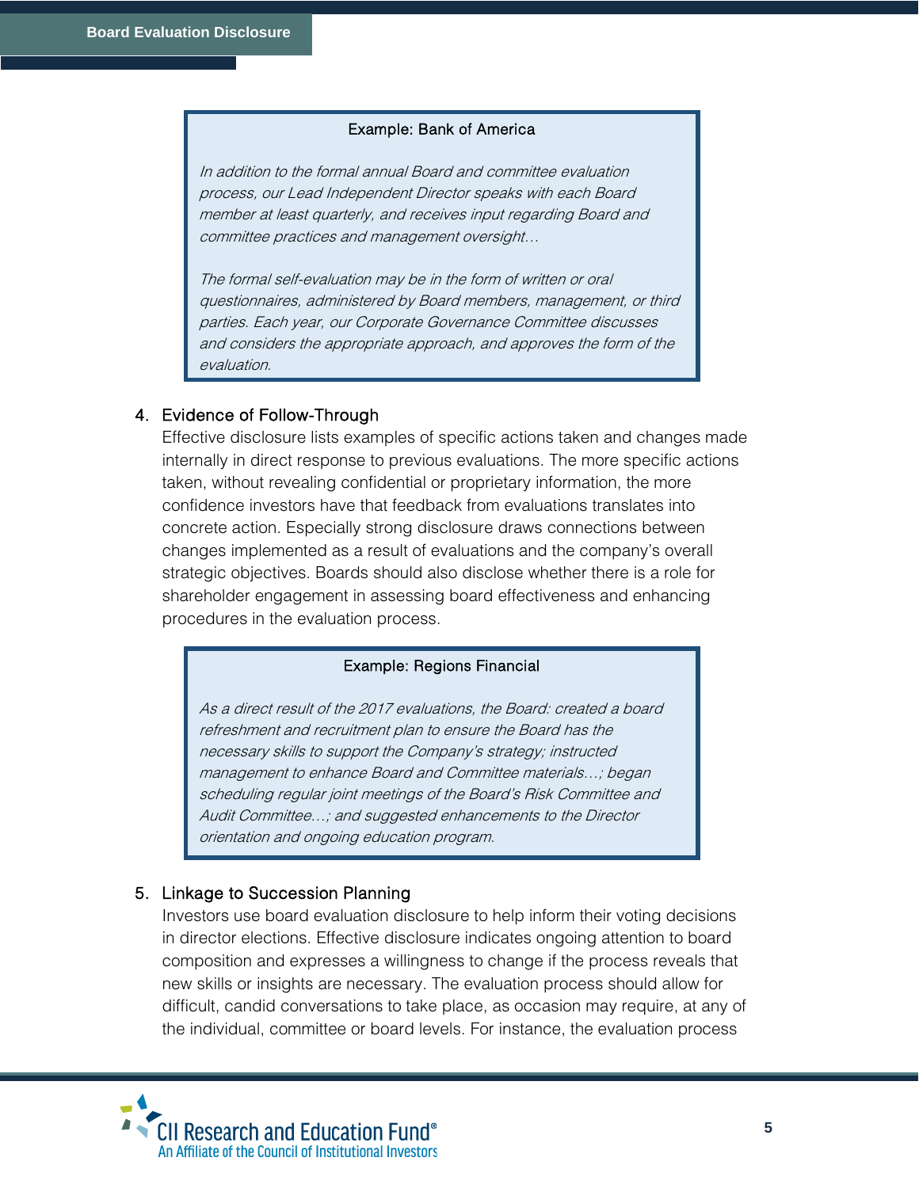> **Example: Bank of America**
>
> *In addition to the formal annual Board and committee evaluation process, our Lead Independent Director speaks with each Board member at least quarterly, and receives input regarding Board and committee practices and management oversight…*
>
> *The formal self-evaluation may be in the form of written or oral questionnaires, administered by Board members, management, or third parties. Each year, our Corporate Governance Committee discusses and considers the appropriate approach, and approves the form of the evaluation.*

4. Evidence of Follow-Through

   Effective disclosure lists examples of specific actions taken and changes made internally in direct response to previous evaluations. The more specific actions taken, without revealing confidential or proprietary information, the more confidence investors have that feedback from evaluations translates into concrete action. Especially strong disclosure draws connections between changes implemented as a result of evaluations and the company's overall strategic objectives. Boards should also disclose whether there is a role for shareholder engagement in assessing board effectiveness and enhancing procedures in the evaluation process.

> **Example: Regions Financial**
>
> *As a direct result of the 2017 evaluations, the Board: created a board refreshment and recruitment plan to ensure the Board has the necessary skills to support the Company's strategy; instructed management to enhance Board and Committee materials…; began scheduling regular joint meetings of the Board's Risk Committee and Audit Committee…; and suggested enhancements to the Director orientation and ongoing education program.*

5. Linkage to Succession Planning

   Investors use board evaluation disclosure to help inform their voting decisions in director elections. Effective disclosure indicates ongoing attention to board composition and expresses a willingness to change if the process reveals that new skills or insights are necessary. The evaluation process should allow for difficult, candid conversations to take place, as occasion may require, at any of the individual, committee or board levels. For instance, the evaluation process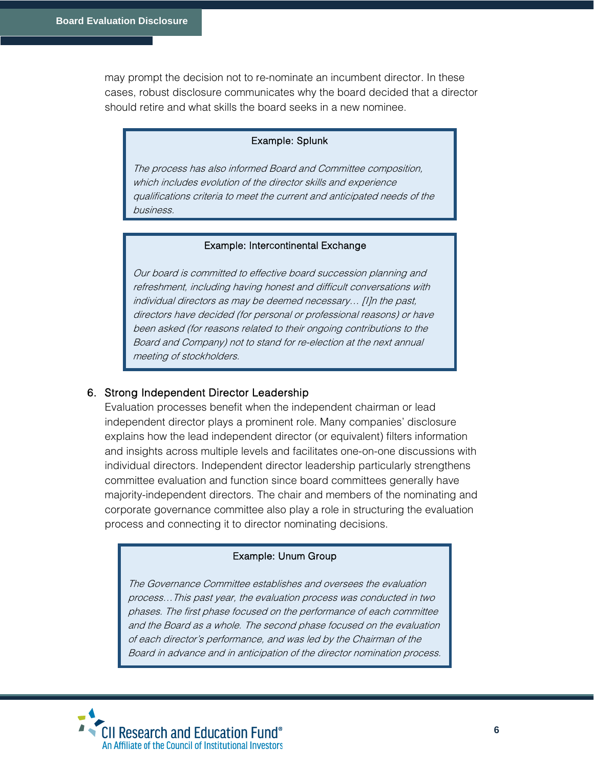may prompt the decision not to re-nominate an incumbent director. In these cases, robust disclosure communicates why the board decided that a director should retire and what skills the board seeks in a new nominee.

> **Example: Splunk**
>
> *The process has also informed Board and Committee composition, which includes evolution of the director skills and experience qualifications criteria to meet the current and anticipated needs of the business.*

> **Example: Intercontinental Exchange**
>
> *Our board is committed to effective board succession planning and refreshment, including having honest and difficult conversations with individual directors as may be deemed necessary… [I]n the past, directors have decided (for personal or professional reasons) or have been asked (for reasons related to their ongoing contributions to the Board and Company) not to stand for re-election at the next annual meeting of stockholders.*

### 6. Strong Independent Director Leadership

Evaluation processes benefit when the independent chairman or lead independent director plays a prominent role. Many companies' disclosure explains how the lead independent director (or equivalent) filters information and insights across multiple levels and facilitates one-on-one discussions with individual directors. Independent director leadership particularly strengthens committee evaluation and function since board committees generally have majority-independent directors. The chair and members of the nominating and corporate governance committee also play a role in structuring the evaluation process and connecting it to director nominating decisions.

> **Example: Unum Group**
>
> *The Governance Committee establishes and oversees the evaluation process…This past year, the evaluation process was conducted in two phases. The first phase focused on the performance of each committee and the Board as a whole. The second phase focused on the evaluation of each director's performance, and was led by the Chairman of the Board in advance and in anticipation of the director nomination process.*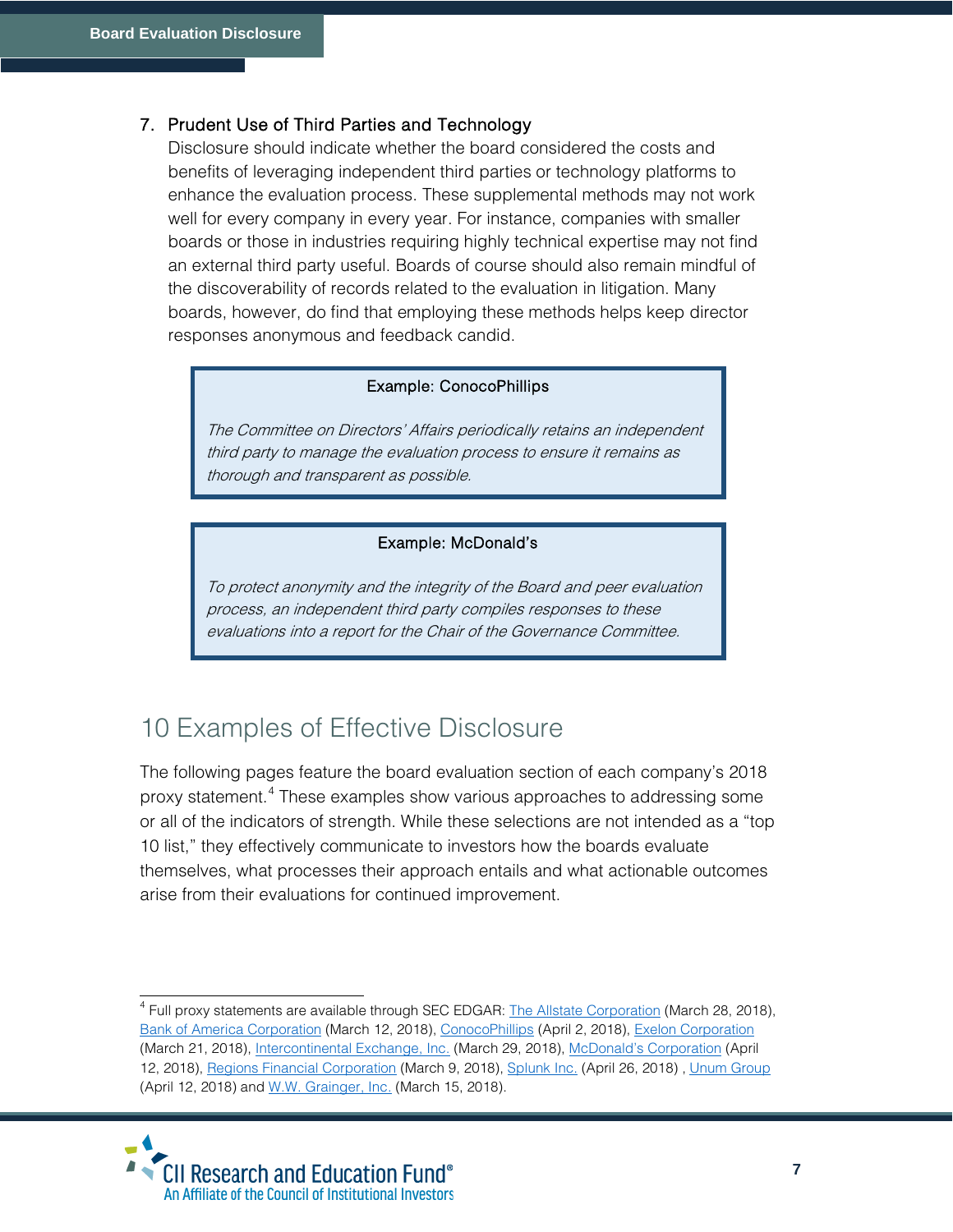7. Prudent Use of Third Parties and Technology

   Disclosure should indicate whether the board considered the costs and benefits of leveraging independent third parties or technology platforms to enhance the evaluation process. These supplemental methods may not work well for every company in every year. For instance, companies with smaller boards or those in industries requiring highly technical expertise may not find an external third party useful. Boards of course should also remain mindful of the discoverability of records related to the evaluation in litigation. Many boards, however, do find that employing these methods helps keep director responses anonymous and feedback candid.

> **Example: ConocoPhillips**
>
> *The Committee on Directors' Affairs periodically retains an independent third party to manage the evaluation process to ensure it remains as thorough and transparent as possible.*

> **Example: McDonald's**
>
> *To protect anonymity and the integrity of the Board and peer evaluation process, an independent third party compiles responses to these evaluations into a report for the Chair of the Governance Committee.*

## 10 Examples of Effective Disclosure

The following pages feature the board evaluation section of each company's 2018 proxy statement.[4] These examples show various approaches to addressing some or all of the indicators of strength. While these selections are not intended as a "top 10 list," they effectively communicate to investors how the boards evaluate themselves, what processes their approach entails and what actionable outcomes arise from their evaluations for continued improvement.

---

[4] Full proxy statements are available through SEC EDGAR: The Allstate Corporation (March 28, 2018), Bank of America Corporation (March 12, 2018), ConocoPhillips (April 2, 2018), Exelon Corporation (March 21, 2018), Intercontinental Exchange, Inc. (March 29, 2018), McDonald's Corporation (April 12, 2018), Regions Financial Corporation (March 9, 2018), Splunk Inc. (April 26, 2018) , Unum Group (April 12, 2018) and W.W. Grainger, Inc. (March 15, 2018).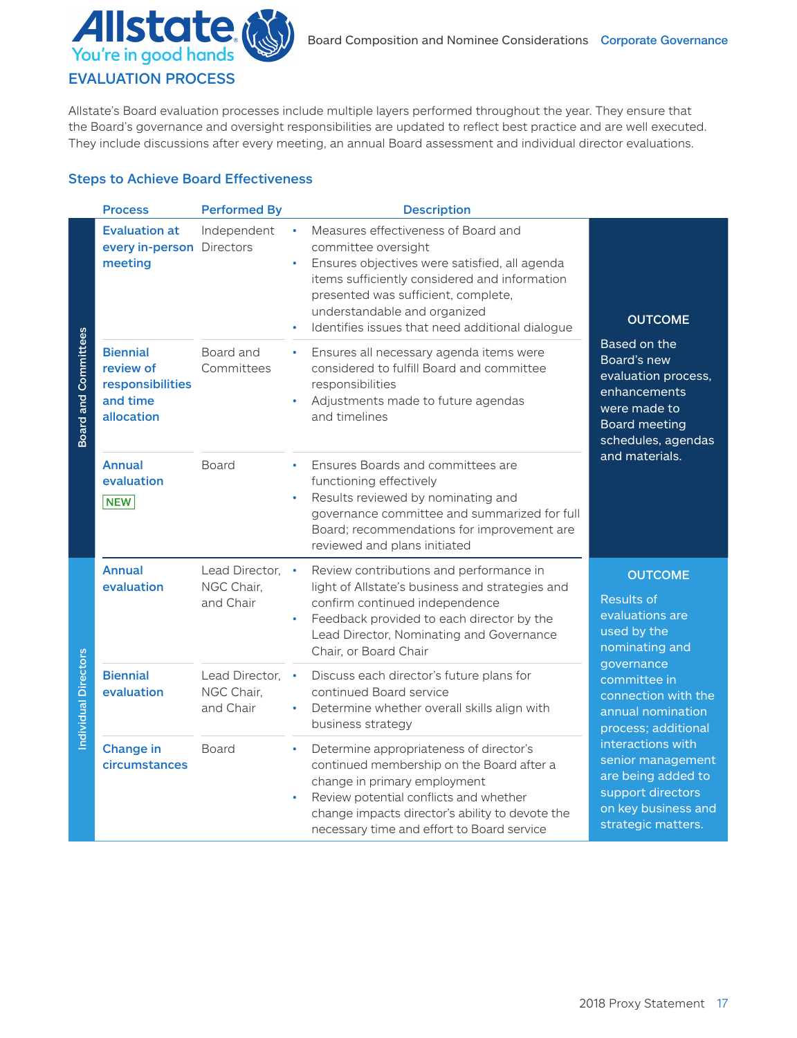## EVALUATION PROCESS

Allstate's Board evaluation processes include multiple layers performed throughout the year. They ensure that the Board's governance and oversight responsibilities are updated to reflect best practice and are well executed. They include discussions after every meeting, an annual Board assessment and individual director evaluations.

### Steps to Achieve Board Effectiveness

| | Process | Performed By | Description | |
|---|---|---|---|---|
| Board and Committees | **Evaluation at every in-person meeting** | Independent Directors | • Measures effectiveness of Board and committee oversight<br>• Ensures objectives were satisfied, all agenda items sufficiently considered and information presented was sufficient, complete, understandable and organized<br>• Identifies issues that need additional dialogue | **OUTCOME**<br>Based on the Board's new evaluation process, enhancements were made to Board meeting schedules, agendas and materials. |
| | **Biennial review of responsibilities and time allocation** | Board and Committees | • Ensures all necessary agenda items were considered to fulfill Board and committee responsibilities<br>• Adjustments made to future agendas and timelines | |
| | **Annual evaluation** NEW | Board | • Ensures Boards and committees are functioning effectively<br>• Results reviewed by nominating and governance committee and summarized for full Board; recommendations for improvement are reviewed and plans initiated | |
| Individual Directors | **Annual evaluation** | Lead Director, NGC Chair, and Chair | • Review contributions and performance in light of Allstate's business and strategies and confirm continued independence<br>• Feedback provided to each director by the Lead Director, Nominating and Governance Chair, or Board Chair | **OUTCOME**<br>Results of evaluations are used by the nominating and governance committee in connection with the annual nomination process; additional interactions with senior management are being added to support directors on key business and strategic matters. |
| | **Biennial evaluation** | Lead Director, NGC Chair, and Chair | • Discuss each director's future plans for continued Board service<br>• Determine whether overall skills align with business strategy | |
| | **Change in circumstances** | Board | • Determine appropriateness of director's continued membership on the Board after a change in primary employment<br>• Review potential conflicts and whether change impacts director's ability to devote the necessary time and effort to Board service | |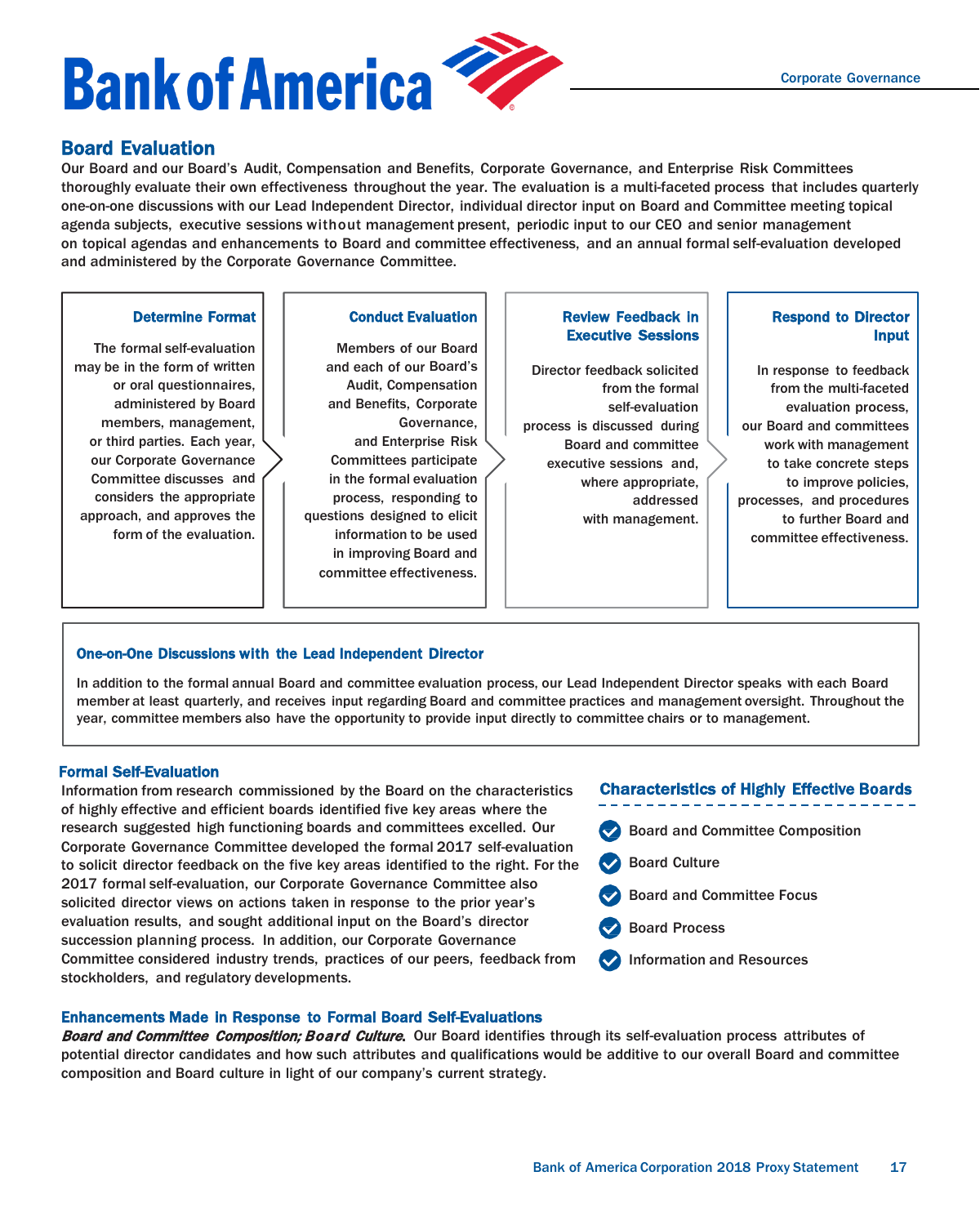## Board Evaluation

Our Board and our Board's Audit, Compensation and Benefits, Corporate Governance, and Enterprise Risk Committees thoroughly evaluate their own effectiveness throughout the year. The evaluation is a multi-faceted process that includes quarterly one-on-one discussions with our Lead Independent Director, individual director input on Board and Committee meeting topical agenda subjects, executive sessions without management present, periodic input to our CEO and senior management on topical agendas and enhancements to Board and committee effectiveness, and an annual formal self-evaluation developed and administered by the Corporate Governance Committee.

**Determine Format**

The formal self-evaluation may be in the form of written or oral questionnaires, administered by Board members, management, or third parties. Each year, our Corporate Governance Committee discusses and considers the appropriate approach, and approves the form of the evaluation.

**Conduct Evaluation**

Members of our Board and each of our Board's Audit, Compensation and Benefits, Corporate Governance, and Enterprise Risk Committees participate in the formal evaluation process, responding to questions designed to elicit information to be used in improving Board and committee effectiveness.

**Review Feedback in Executive Sessions**

Director feedback solicited from the formal self-evaluation process is discussed during Board and committee executive sessions and, where appropriate, addressed with management.

**Respond to Director Input**

In response to feedback from the multi-faceted evaluation process, our Board and committees work with management to take concrete steps to improve policies, processes, and procedures to further Board and committee effectiveness.

**One-on-One Discussions with the Lead Independent Director**

In addition to the formal annual Board and committee evaluation process, our Lead Independent Director speaks with each Board member at least quarterly, and receives input regarding Board and committee practices and management oversight. Throughout the year, committee members also have the opportunity to provide input directly to committee chairs or to management.

### Formal Self-Evaluation

Information from research commissioned by the Board on the characteristics of highly effective and efficient boards identified five key areas where the research suggested high functioning boards and committees excelled. Our Corporate Governance Committee developed the formal 2017 self-evaluation to solicit director feedback on the five key areas identified to the right. For the 2017 formal self-evaluation, our Corporate Governance Committee also solicited director views on actions taken in response to the prior year's evaluation results, and sought additional input on the Board's director succession planning process. In addition, our Corporate Governance Committee considered industry trends, practices of our peers, feedback from stockholders, and regulatory developments.

**Characteristics of Highly Effective Boards**

- Board and Committee Composition
- Board Culture
- Board and Committee Focus
- Board Process
- Information and Resources

### Enhancements Made in Response to Formal Board Self-Evaluations

***Board and Committee Composition; Board Culture.*** Our Board identifies through its self-evaluation process attributes of potential director candidates and how such attributes and qualifications would be additive to our overall Board and committee composition and Board culture in light of our company's current strategy.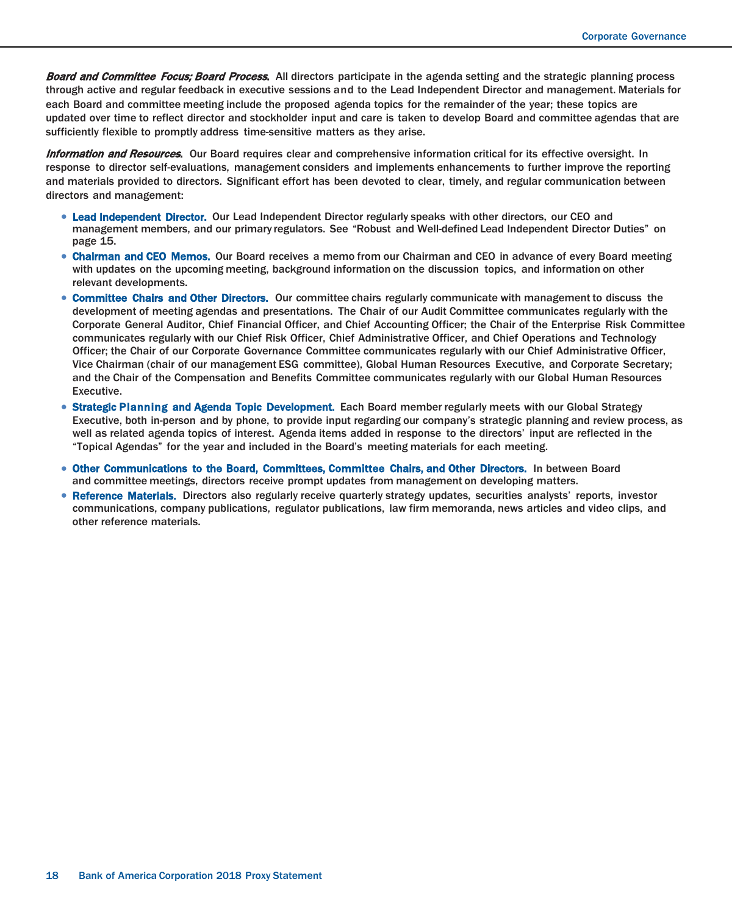***Board and Committee Focus; Board Process.*** All directors participate in the agenda setting and the strategic planning process through active and regular feedback in executive sessions and to the Lead Independent Director and management. Materials for each Board and committee meeting include the proposed agenda topics for the remainder of the year; these topics are updated over time to reflect director and stockholder input and care is taken to develop Board and committee agendas that are sufficiently flexible to promptly address time-sensitive matters as they arise.

***Information and Resources.*** Our Board requires clear and comprehensive information critical for its effective oversight. In response to director self-evaluations, management considers and implements enhancements to further improve the reporting and materials provided to directors. Significant effort has been devoted to clear, timely, and regular communication between directors and management:

- **Lead Independent Director.** Our Lead Independent Director regularly speaks with other directors, our CEO and management members, and our primary regulators. See "Robust and Well-defined Lead Independent Director Duties" on page 15.
- **Chairman and CEO Memos.** Our Board receives a memo from our Chairman and CEO in advance of every Board meeting with updates on the upcoming meeting, background information on the discussion topics, and information on other relevant developments.
- **Committee Chairs and Other Directors.** Our committee chairs regularly communicate with management to discuss the development of meeting agendas and presentations. The Chair of our Audit Committee communicates regularly with the Corporate General Auditor, Chief Financial Officer, and Chief Accounting Officer; the Chair of the Enterprise Risk Committee communicates regularly with our Chief Risk Officer, Chief Administrative Officer, and Chief Operations and Technology Officer; the Chair of our Corporate Governance Committee communicates regularly with our Chief Administrative Officer, Vice Chairman (chair of our management ESG committee), Global Human Resources Executive, and Corporate Secretary; and the Chair of the Compensation and Benefits Committee communicates regularly with our Global Human Resources Executive.
- **Strategic Planning and Agenda Topic Development.** Each Board member regularly meets with our Global Strategy Executive, both in-person and by phone, to provide input regarding our company's strategic planning and review process, as well as related agenda topics of interest. Agenda items added in response to the directors' input are reflected in the "Topical Agendas" for the year and included in the Board's meeting materials for each meeting.
- **Other Communications to the Board, Committees, Committee Chairs, and Other Directors.** In between Board and committee meetings, directors receive prompt updates from management on developing matters.
- **Reference Materials.** Directors also regularly receive quarterly strategy updates, securities analysts' reports, investor communications, company publications, regulator publications, law firm memoranda, news articles and video clips, and other reference materials.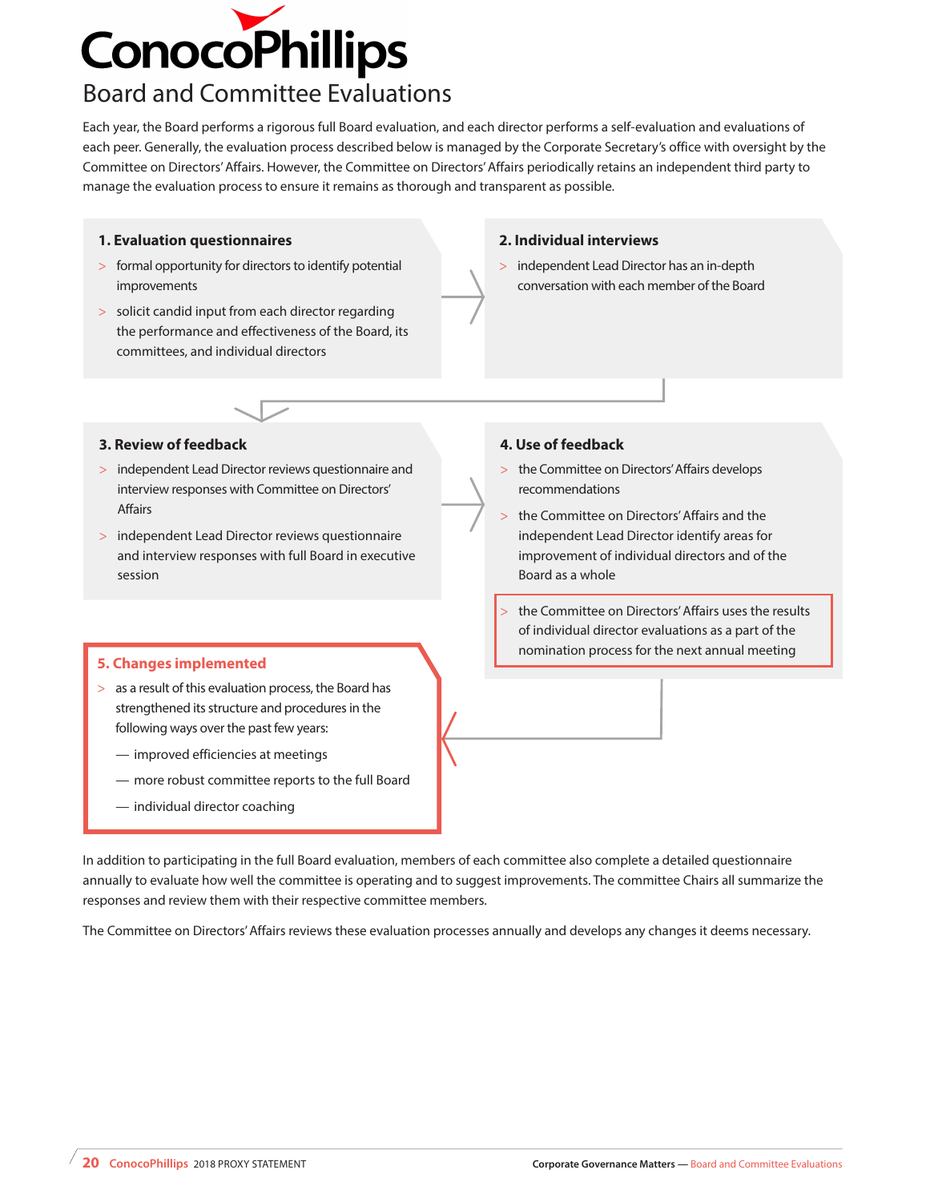# Board and Committee Evaluations

Each year, the Board performs a rigorous full Board evaluation, and each director performs a self-evaluation and evaluations of each peer. Generally, the evaluation process described below is managed by the Corporate Secretary's office with oversight by the Committee on Directors' Affairs. However, the Committee on Directors' Affairs periodically retains an independent third party to manage the evaluation process to ensure it remains as thorough and transparent as possible.

### 1. Evaluation questionnaires

- formal opportunity for directors to identify potential improvements
- solicit candid input from each director regarding the performance and effectiveness of the Board, its committees, and individual directors

### 2. Individual interviews

- independent Lead Director has an in-depth conversation with each member of the Board

### 3. Review of feedback

- independent Lead Director reviews questionnaire and interview responses with Committee on Directors' Affairs
- independent Lead Director reviews questionnaire and interview responses with full Board in executive session

### 4. Use of feedback

- the Committee on Directors' Affairs develops recommendations
- the Committee on Directors' Affairs and the independent Lead Director identify areas for improvement of individual directors and of the Board as a whole
- the Committee on Directors' Affairs uses the results of individual director evaluations as a part of the nomination process for the next annual meeting

### 5. Changes implemented

- as a result of this evaluation process, the Board has strengthened its structure and procedures in the following ways over the past few years:
  - improved efficiencies at meetings
  - more robust committee reports to the full Board
  - individual director coaching

In addition to participating in the full Board evaluation, members of each committee also complete a detailed questionnaire annually to evaluate how well the committee is operating and to suggest improvements. The committee Chairs all summarize the responses and review them with their respective committee members.

The Committee on Directors' Affairs reviews these evaluation processes annually and develops any changes it deems necessary.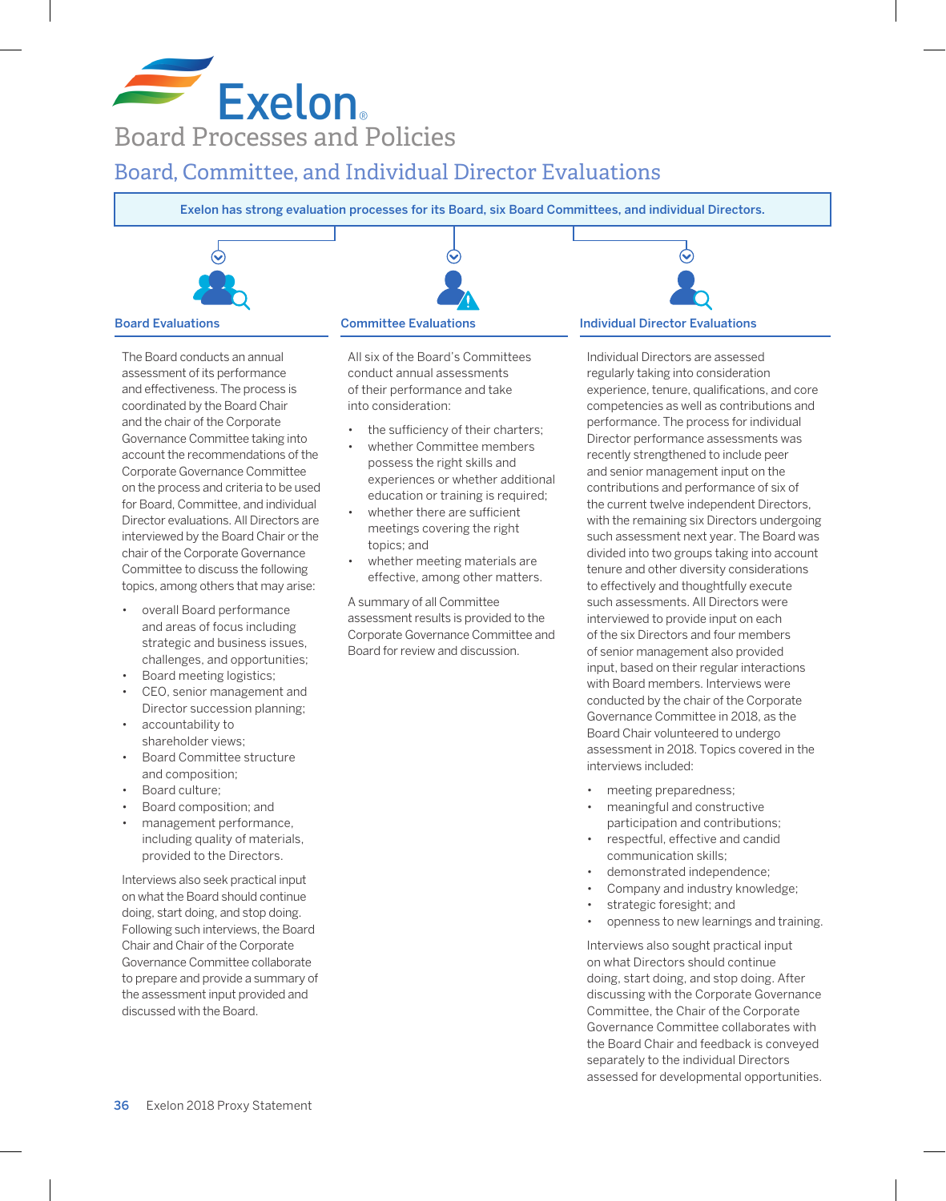# Board Processes and Policies

## Board, Committee, and Individual Director Evaluations

**Exelon has strong evaluation processes for its Board, six Board Committees, and individual Directors.**

### Board Evaluations

The Board conducts an annual assessment of its performance and effectiveness. The process is coordinated by the Board Chair and the chair of the Corporate Governance Committee taking into account the recommendations of the Corporate Governance Committee on the process and criteria to be used for Board, Committee, and individual Director evaluations. All Directors are interviewed by the Board Chair or the chair of the Corporate Governance Committee to discuss the following topics, among others that may arise:

- overall Board performance and areas of focus including strategic and business issues, challenges, and opportunities;
- Board meeting logistics;
- CEO, senior management and Director succession planning;
- accountability to shareholder views;
- Board Committee structure and composition;
- Board culture;
- Board composition; and
- management performance, including quality of materials, provided to the Directors.

Interviews also seek practical input on what the Board should continue doing, start doing, and stop doing. Following such interviews, the Board Chair and Chair of the Corporate Governance Committee collaborate to prepare and provide a summary of the assessment input provided and discussed with the Board.

### Committee Evaluations

All six of the Board's Committees conduct annual assessments of their performance and take into consideration:

- the sufficiency of their charters;
- whether Committee members possess the right skills and experiences or whether additional education or training is required;
- whether there are sufficient meetings covering the right topics; and
- whether meeting materials are effective, among other matters.

A summary of all Committee assessment results is provided to the Corporate Governance Committee and Board for review and discussion.

### Individual Director Evaluations

Individual Directors are assessed regularly taking into consideration experience, tenure, qualifications, and core competencies as well as contributions and performance. The process for individual Director performance assessments was recently strengthened to include peer and senior management input on the contributions and performance of six of the current twelve independent Directors, with the remaining six Directors undergoing such assessment next year. The Board was divided into two groups taking into account tenure and other diversity considerations to effectively and thoughtfully execute such assessments. All Directors were interviewed to provide input on each of the six Directors and four members of senior management also provided input, based on their regular interactions with Board members. Interviews were conducted by the chair of the Corporate Governance Committee in 2018, as the Board Chair volunteered to undergo assessment in 2018. Topics covered in the interviews included:

- meeting preparedness;
- meaningful and constructive participation and contributions;
- respectful, effective and candid communication skills;
- demonstrated independence;
- Company and industry knowledge;
- strategic foresight; and
- openness to new learnings and training.

Interviews also sought practical input on what Directors should continue doing, start doing, and stop doing. After discussing with the Corporate Governance Committee, the Chair of the Corporate Governance Committee collaborates with the Board Chair and feedback is conveyed separately to the individual Directors assessed for developmental opportunities.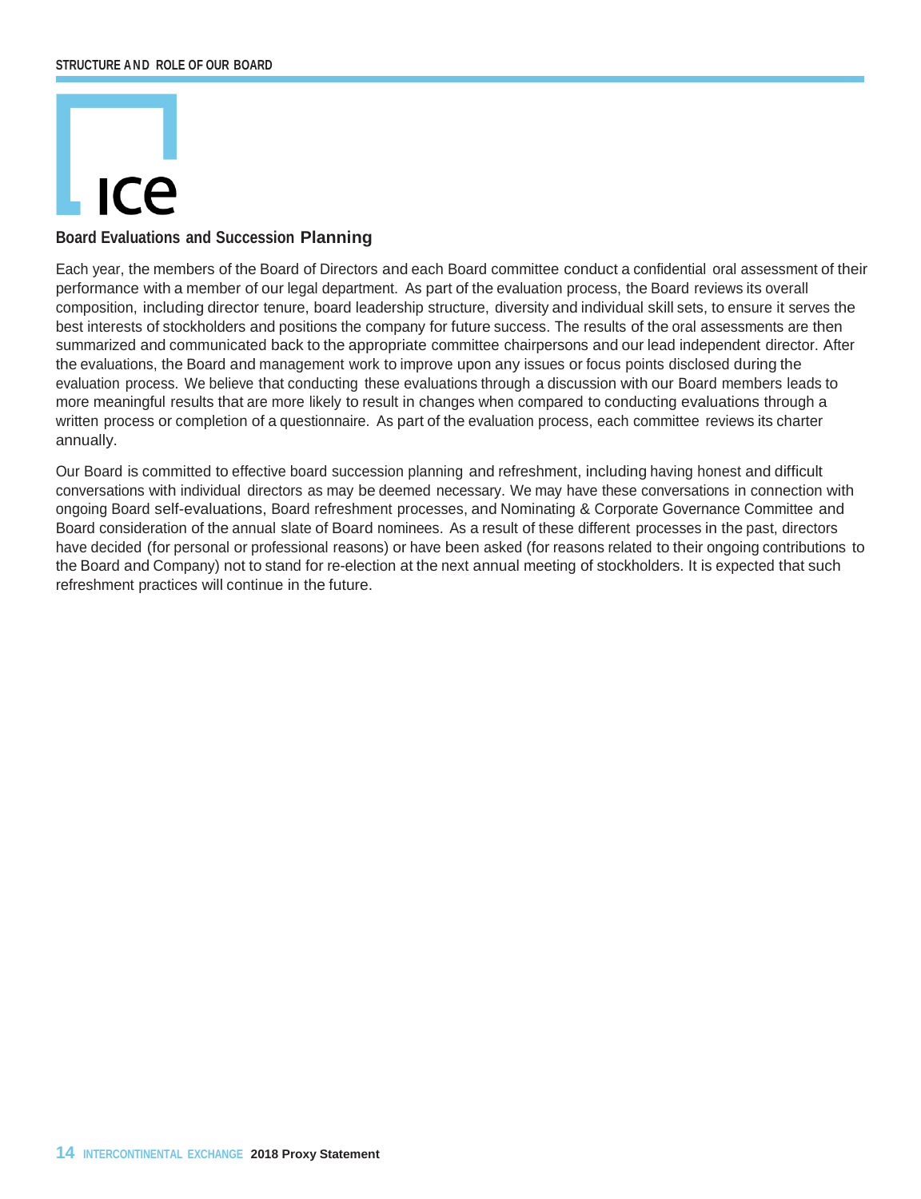## Board Evaluations and Succession Planning

Each year, the members of the Board of Directors and each Board committee conduct a confidential oral assessment of their performance with a member of our legal department. As part of the evaluation process, the Board reviews its overall composition, including director tenure, board leadership structure, diversity and individual skill sets, to ensure it serves the best interests of stockholders and positions the company for future success. The results of the oral assessments are then summarized and communicated back to the appropriate committee chairpersons and our lead independent director. After the evaluations, the Board and management work to improve upon any issues or focus points disclosed during the evaluation process. We believe that conducting these evaluations through a discussion with our Board members leads to more meaningful results that are more likely to result in changes when compared to conducting evaluations through a written process or completion of a questionnaire. As part of the evaluation process, each committee reviews its charter annually.

Our Board is committed to effective board succession planning and refreshment, including having honest and difficult conversations with individual directors as may be deemed necessary. We may have these conversations in connection with ongoing Board self-evaluations, Board refreshment processes, and Nominating & Corporate Governance Committee and Board consideration of the annual slate of Board nominees. As a result of these different processes in the past, directors have decided (for personal or professional reasons) or have been asked (for reasons related to their ongoing contributions to the Board and Company) not to stand for re-election at the next annual meeting of stockholders. It is expected that such refreshment practices will continue in the future.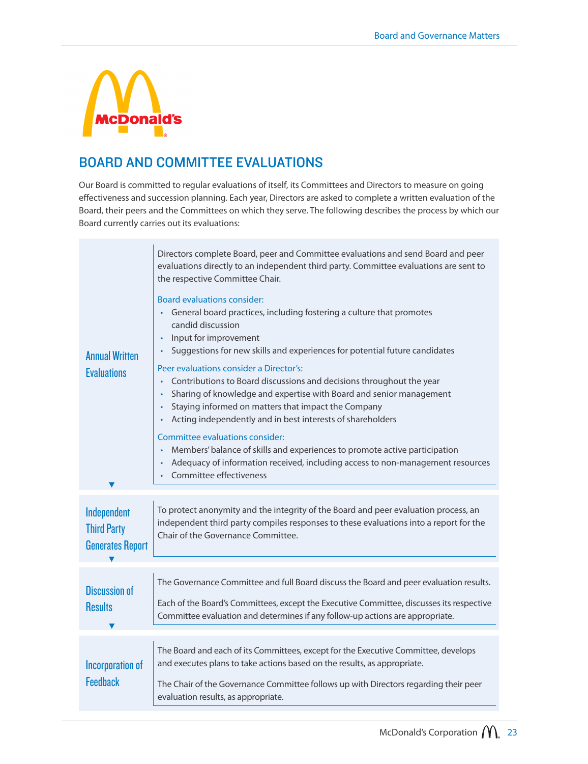## BOARD AND COMMITTEE EVALUATIONS

Our Board is committed to regular evaluations of itself, its Committees and Directors to measure on going effectiveness and succession planning. Each year, Directors are asked to complete a written evaluation of the Board, their peers and the Committees on which they serve. The following describes the process by which our Board currently carries out its evaluations:

### Annual Written Evaluations

Directors complete Board, peer and Committee evaluations and send Board and peer evaluations directly to an independent third party. Committee evaluations are sent to the respective Committee Chair.

Board evaluations consider:

- General board practices, including fostering a culture that promotes candid discussion
- Input for improvement
- Suggestions for new skills and experiences for potential future candidates

Peer evaluations consider a Director's:

- Contributions to Board discussions and decisions throughout the year
- Sharing of knowledge and expertise with Board and senior management
- Staying informed on matters that impact the Company
- Acting independently and in best interests of shareholders

Committee evaluations consider:

- Members' balance of skills and experiences to promote active participation
- Adequacy of information received, including access to non-management resources
- Committee effectiveness

### Independent Third Party Generates Report

To protect anonymity and the integrity of the Board and peer evaluation process, an independent third party compiles responses to these evaluations into a report for the Chair of the Governance Committee.

### Discussion of Results

The Governance Committee and full Board discuss the Board and peer evaluation results.

Each of the Board's Committees, except the Executive Committee, discusses its respective Committee evaluation and determines if any follow-up actions are appropriate.

### Incorporation of Feedback

The Board and each of its Committees, except for the Executive Committee, develops and executes plans to take actions based on the results, as appropriate.

The Chair of the Governance Committee follows up with Directors regarding their peer evaluation results, as appropriate.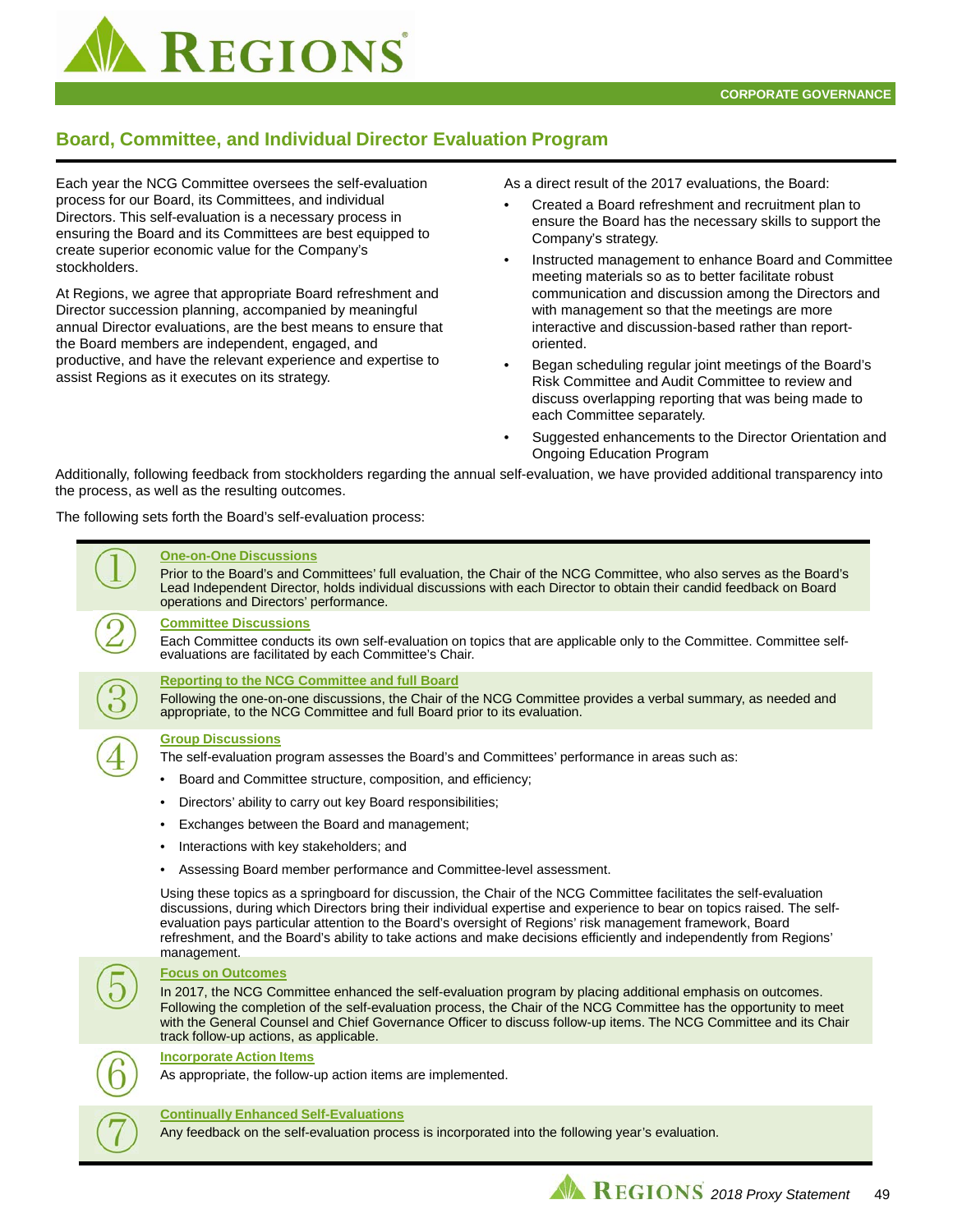## Board, Committee, and Individual Director Evaluation Program

Each year the NCG Committee oversees the self-evaluation process for our Board, its Committees, and individual Directors. This self-evaluation is a necessary process in ensuring the Board and its Committees are best equipped to create superior economic value for the Company's stockholders.

At Regions, we agree that appropriate Board refreshment and Director succession planning, accompanied by meaningful annual Director evaluations, are the best means to ensure that the Board members are independent, engaged, and productive, and have the relevant experience and expertise to assist Regions as it executes on its strategy.

As a direct result of the 2017 evaluations, the Board:

- Created a Board refreshment and recruitment plan to ensure the Board has the necessary skills to support the Company's strategy.
- Instructed management to enhance Board and Committee meeting materials so as to better facilitate robust communication and discussion among the Directors and with management so that the meetings are more interactive and discussion-based rather than report-oriented.
- Began scheduling regular joint meetings of the Board's Risk Committee and Audit Committee to review and discuss overlapping reporting that was being made to each Committee separately.
- Suggested enhancements to the Director Orientation and Ongoing Education Program

Additionally, following feedback from stockholders regarding the annual self-evaluation, we have provided additional transparency into the process, as well as the resulting outcomes.

The following sets forth the Board's self-evaluation process:

**1. One-on-One Discussions**

Prior to the Board's and Committees' full evaluation, the Chair of the NCG Committee, who also serves as the Board's Lead Independent Director, holds individual discussions with each Director to obtain their candid feedback on Board operations and Directors' performance.

**2. Committee Discussions**

Each Committee conducts its own self-evaluation on topics that are applicable only to the Committee. Committee self-evaluations are facilitated by each Committee's Chair.

**3. Reporting to the NCG Committee and full Board**

Following the one-on-one discussions, the Chair of the NCG Committee provides a verbal summary, as needed and appropriate, to the NCG Committee and full Board prior to its evaluation.

**4. Group Discussions**

The self-evaluation program assesses the Board's and Committees' performance in areas such as:

- Board and Committee structure, composition, and efficiency;
- Directors' ability to carry out key Board responsibilities;
- Exchanges between the Board and management;
- Interactions with key stakeholders; and
- Assessing Board member performance and Committee-level assessment.

Using these topics as a springboard for discussion, the Chair of the NCG Committee facilitates the self-evaluation discussions, during which Directors bring their individual expertise and experience to bear on topics raised. The self-evaluation pays particular attention to the Board's oversight of Regions' risk management framework, Board refreshment, and the Board's ability to take actions and make decisions efficiently and independently from Regions' management.

**5. Focus on Outcomes**

In 2017, the NCG Committee enhanced the self-evaluation program by placing additional emphasis on outcomes. Following the completion of the self-evaluation process, the Chair of the NCG Committee has the opportunity to meet with the General Counsel and Chief Governance Officer to discuss follow-up items. The NCG Committee and its Chair track follow-up actions, as applicable.

**6. Incorporate Action Items**

As appropriate, the follow-up action items are implemented.

**7. Continually Enhanced Self-Evaluations**

Any feedback on the self-evaluation process is incorporated into the following year's evaluation.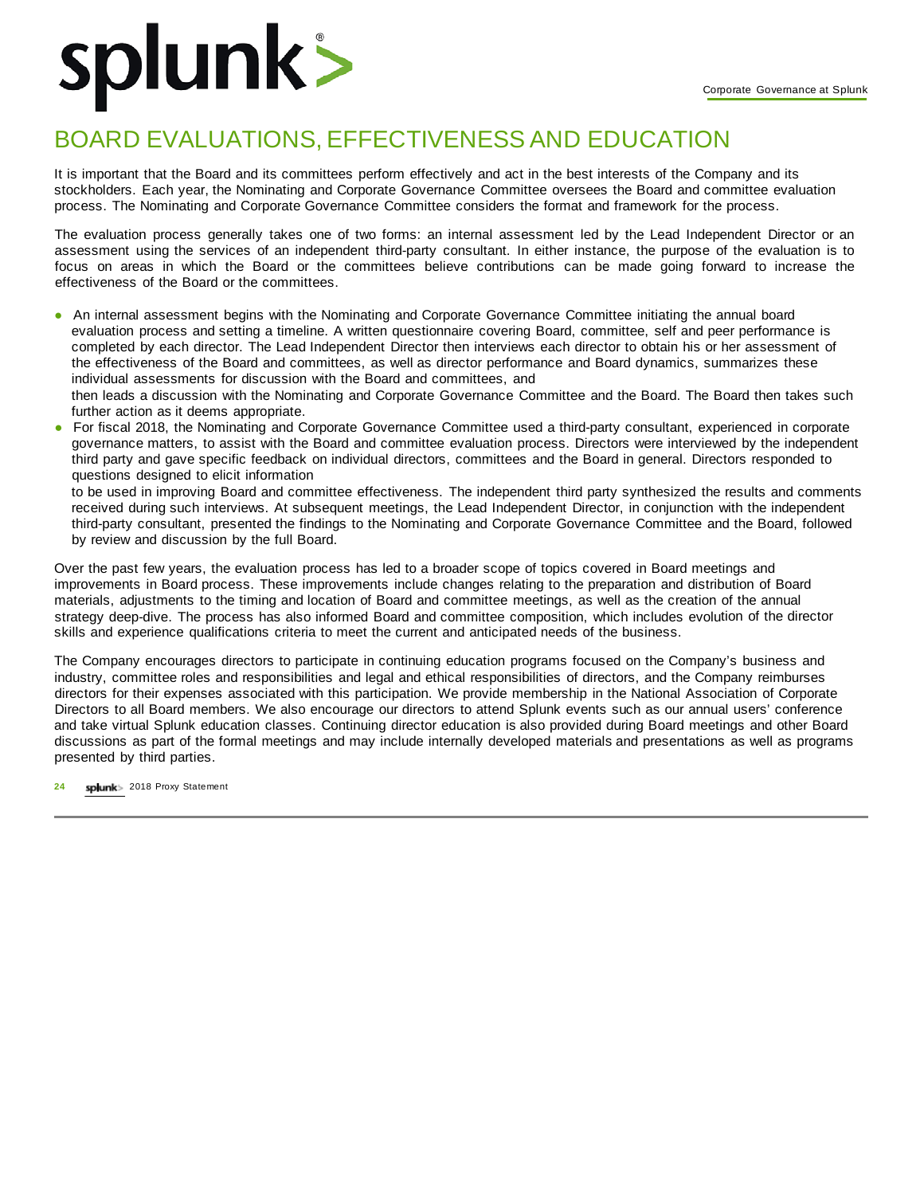# BOARD EVALUATIONS, EFFECTIVENESS AND EDUCATION

It is important that the Board and its committees perform effectively and act in the best interests of the Company and its stockholders. Each year, the Nominating and Corporate Governance Committee oversees the Board and committee evaluation process. The Nominating and Corporate Governance Committee considers the format and framework for the process.

The evaluation process generally takes one of two forms: an internal assessment led by the Lead Independent Director or an assessment using the services of an independent third-party consultant. In either instance, the purpose of the evaluation is to focus on areas in which the Board or the committees believe contributions can be made going forward to increase the effectiveness of the Board or the committees.

- An internal assessment begins with the Nominating and Corporate Governance Committee initiating the annual board evaluation process and setting a timeline. A written questionnaire covering Board, committee, self and peer performance is completed by each director. The Lead Independent Director then interviews each director to obtain his or her assessment of the effectiveness of the Board and committees, as well as director performance and Board dynamics, summarizes these individual assessments for discussion with the Board and committees, and then leads a discussion with the Nominating and Corporate Governance Committee and the Board. The Board then takes such further action as it deems appropriate.
- For fiscal 2018, the Nominating and Corporate Governance Committee used a third-party consultant, experienced in corporate governance matters, to assist with the Board and committee evaluation process. Directors were interviewed by the independent third party and gave specific feedback on individual directors, committees and the Board in general. Directors responded to questions designed to elicit information to be used in improving Board and committee effectiveness. The independent third party synthesized the results and comments received during such interviews. At subsequent meetings, the Lead Independent Director, in conjunction with the independent third-party consultant, presented the findings to the Nominating and Corporate Governance Committee and the Board, followed by review and discussion by the full Board.

Over the past few years, the evaluation process has led to a broader scope of topics covered in Board meetings and improvements in Board process. These improvements include changes relating to the preparation and distribution of Board materials, adjustments to the timing and location of Board and committee meetings, as well as the creation of the annual strategy deep-dive. The process has also informed Board and committee composition, which includes evolution of the director skills and experience qualifications criteria to meet the current and anticipated needs of the business.

The Company encourages directors to participate in continuing education programs focused on the Company's business and industry, committee roles and responsibilities and legal and ethical responsibilities of directors, and the Company reimburses directors for their expenses associated with this participation. We provide membership in the National Association of Corporate Directors to all Board members. We also encourage our directors to attend Splunk events such as our annual users' conference and take virtual Splunk education classes. Continuing director education is also provided during Board meetings and other Board discussions as part of the formal meetings and may include internally developed materials and presentations as well as programs presented by third parties.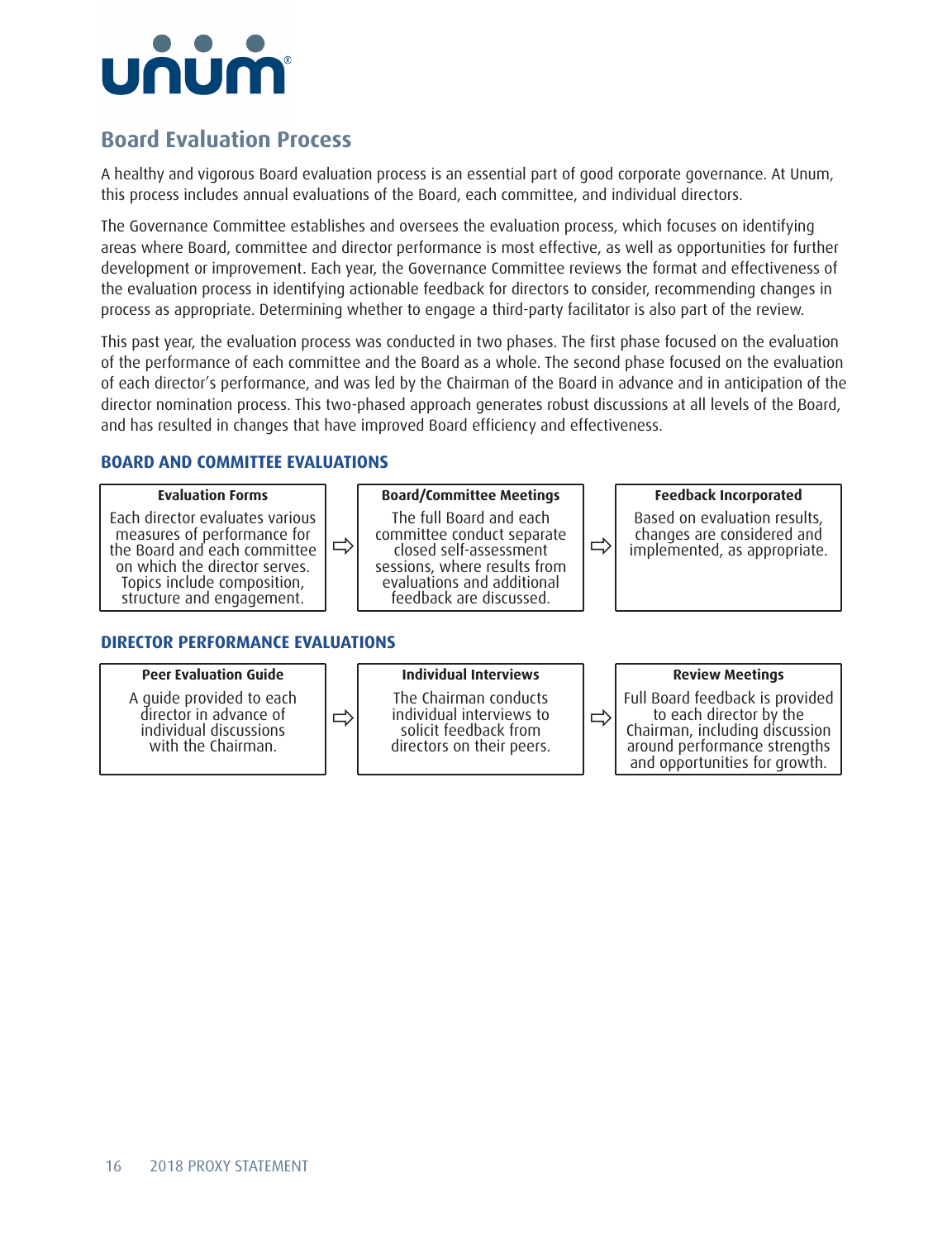## Board Evaluation Process

A healthy and vigorous Board evaluation process is an essential part of good corporate governance. At Unum, this process includes annual evaluations of the Board, each committee, and individual directors.

The Governance Committee establishes and oversees the evaluation process, which focuses on identifying areas where Board, committee and director performance is most effective, as well as opportunities for further development or improvement. Each year, the Governance Committee reviews the format and effectiveness of the evaluation process in identifying actionable feedback for directors to consider, recommending changes in process as appropriate. Determining whether to engage a third-party facilitator is also part of the review.

This past year, the evaluation process was conducted in two phases. The first phase focused on the evaluation of the performance of each committee and the Board as a whole. The second phase focused on the evaluation of each director's performance, and was led by the Chairman of the Board in advance and in anticipation of the director nomination process. This two-phased approach generates robust discussions at all levels of the Board, and has resulted in changes that have improved Board efficiency and effectiveness.

### BOARD AND COMMITTEE EVALUATIONS

| Evaluation Forms | ⇨ | Board/Committee Meetings | ⇨ | Feedback Incorporated |
|---|---|---|---|---|
| Each director evaluates various measures of performance for the Board and each committee on which the director serves. Topics include composition, structure and engagement. | | The full Board and each committee conduct separate closed self-assessment sessions, where results from evaluations and additional feedback are discussed. | | Based on evaluation results, changes are considered and implemented, as appropriate. |

### DIRECTOR PERFORMANCE EVALUATIONS

| Peer Evaluation Guide | ⇨ | Individual Interviews | ⇨ | Review Meetings |
|---|---|---|---|---|
| A guide provided to each director in advance of individual discussions with the Chairman. | | The Chairman conducts individual interviews to solicit feedback from directors on their peers. | | Full Board feedback is provided to each director by the Chairman, including discussion around performance strengths and opportunities for growth. |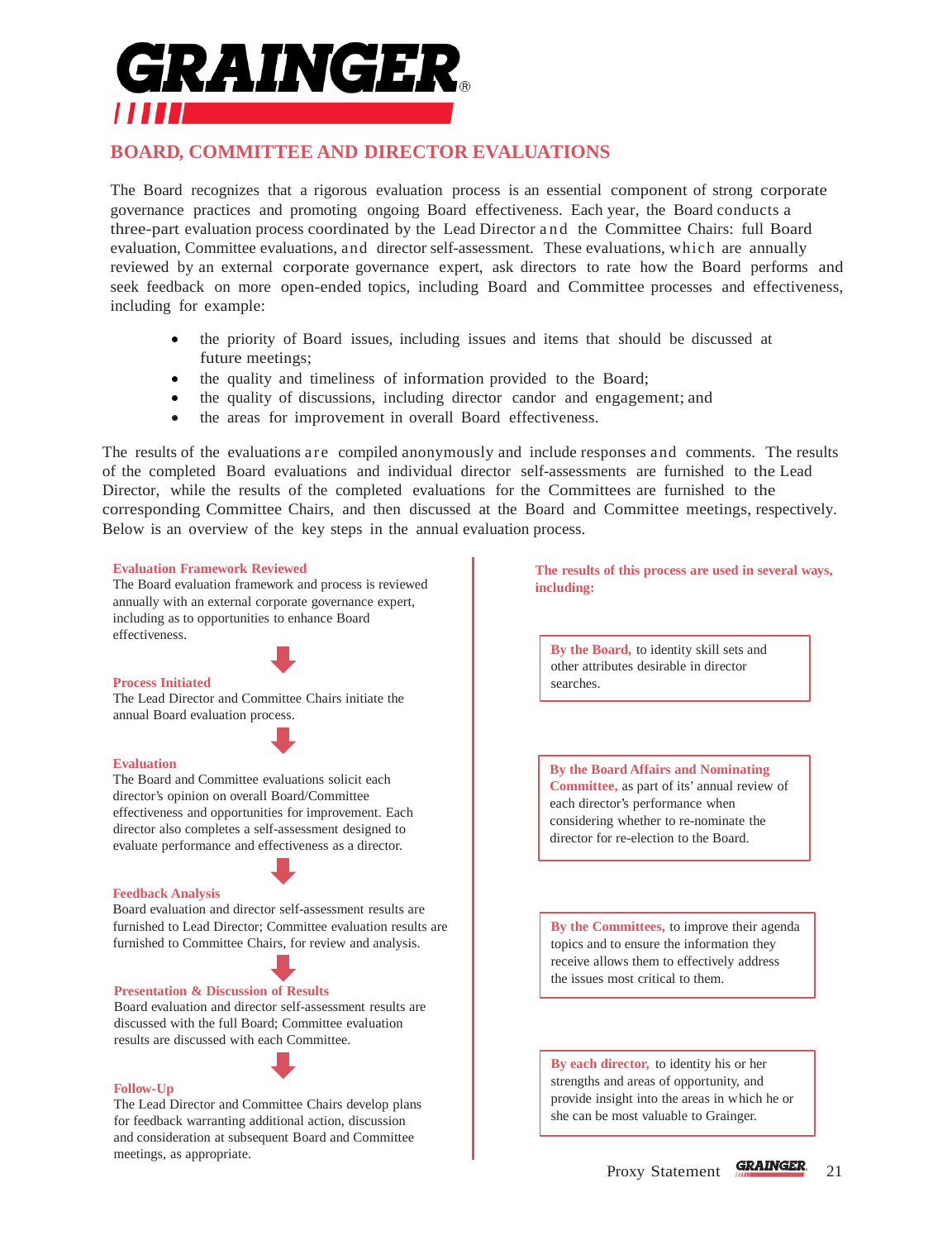## BOARD, COMMITTEE AND DIRECTOR EVALUATIONS

The Board recognizes that a rigorous evaluation process is an essential component of strong corporate governance practices and promoting ongoing Board effectiveness. Each year, the Board conducts a three-part evaluation process coordinated by the Lead Director and the Committee Chairs: full Board evaluation, Committee evaluations, and director self-assessment. These evaluations, which are annually reviewed by an external corporate governance expert, ask directors to rate how the Board performs and seek feedback on more open-ended topics, including Board and Committee processes and effectiveness, including for example:

- the priority of Board issues, including issues and items that should be discussed at future meetings;
- the quality and timeliness of information provided to the Board;
- the quality of discussions, including director candor and engagement; and
- the areas for improvement in overall Board effectiveness.

The results of the evaluations are compiled anonymously and include responses and comments. The results of the completed Board evaluations and individual director self-assessments are furnished to the Lead Director, while the results of the completed evaluations for the Committees are furnished to the corresponding Committee Chairs, and then discussed at the Board and Committee meetings, respectively. Below is an overview of the key steps in the annual evaluation process.

**Evaluation Framework Reviewed**
The Board evaluation framework and process is reviewed annually with an external corporate governance expert, including as to opportunities to enhance Board effectiveness.

**Process Initiated**
The Lead Director and Committee Chairs initiate the annual Board evaluation process.

**Evaluation**
The Board and Committee evaluations solicit each director's opinion on overall Board/Committee effectiveness and opportunities for improvement. Each director also completes a self-assessment designed to evaluate performance and effectiveness as a director.

**Feedback Analysis**
Board evaluation and director self-assessment results are furnished to Lead Director; Committee evaluation results are furnished to Committee Chairs, for review and analysis.

**Presentation & Discussion of Results**
Board evaluation and director self-assessment results are discussed with the full Board; Committee evaluation results are discussed with each Committee.

**Follow-Up**
The Lead Director and Committee Chairs develop plans for feedback warranting additional action, discussion and consideration at subsequent Board and Committee meetings, as appropriate.

**The results of this process are used in several ways, including:**

**By the Board,** to identity skill sets and other attributes desirable in director searches.

**By the Board Affairs and Nominating Committee,** as part of its' annual review of each director's performance when considering whether to re-nominate the director for re-election to the Board.

**By the Committees,** to improve their agenda topics and to ensure the information they receive allows them to effectively address the issues most critical to them.

**By each director,** to identity his or her strengths and areas of opportunity, and provide insight into the areas in which he or she can be most valuable to Grainger.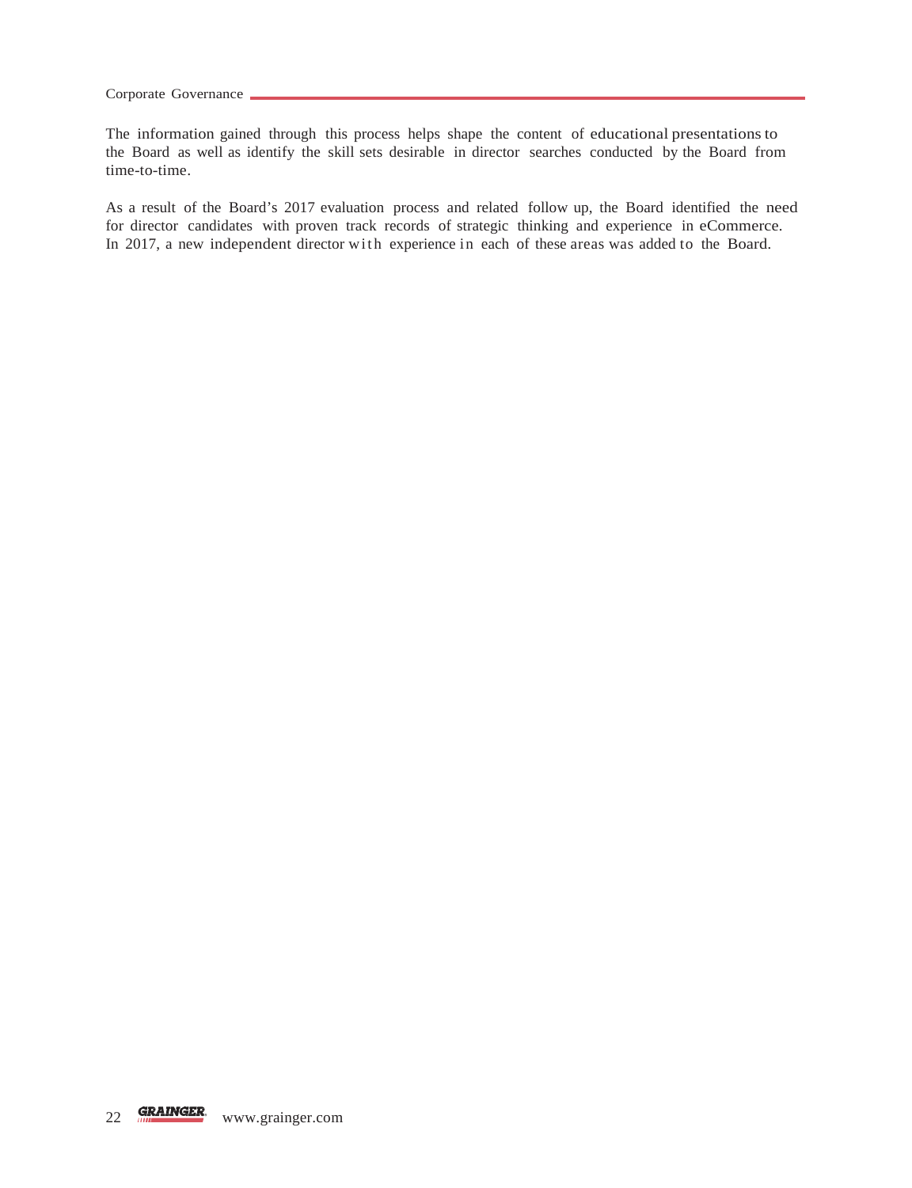The information gained through this process helps shape the content of educational presentations to the Board as well as identify the skill sets desirable in director searches conducted by the Board from time-to-time.

As a result of the Board's 2017 evaluation process and related follow up, the Board identified the need for director candidates with proven track records of strategic thinking and experience in eCommerce. In 2017, a new independent director with experience in each of these areas was added to the Board.